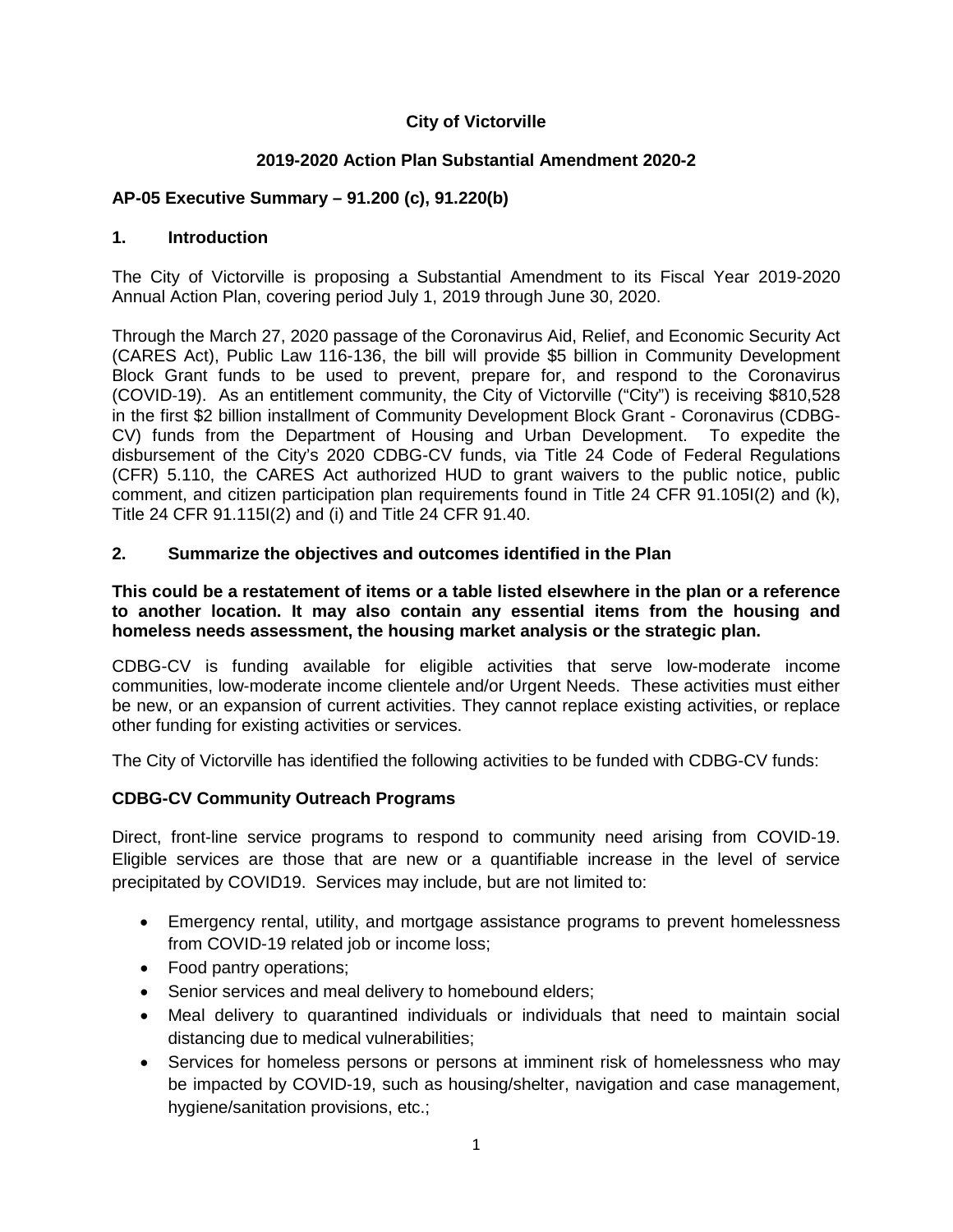**City of Victorville**

**2019-2020 Action Plan Substantial Amendment 2020-2**

## AP-05 Executive Summary – 91.200 (c), 91.220(b)

### 1. Introduction

The City of Victorville is proposing a Substantial Amendment to its Fiscal Year 2019-2020 Annual Action Plan, covering period July 1, 2019 through June 30, 2020.

Through the March 27, 2020 passage of the Coronavirus Aid, Relief, and Economic Security Act (CARES Act), Public Law 116-136, the bill will provide $5 billion in Community Development Block Grant funds to be used to prevent, prepare for, and respond to the Coronavirus (COVID-19). As an entitlement community, the City of Victorville ("City") is receiving $810,528 in the first $2 billion installment of Community Development Block Grant - Coronavirus (CDBG-CV) funds from the Department of Housing and Urban Development. To expedite the disbursement of the City's 2020 CDBG-CV funds, via Title 24 Code of Federal Regulations (CFR) 5.110, the CARES Act authorized HUD to grant waivers to the public notice, public comment, and citizen participation plan requirements found in Title 24 CFR 91.105I(2) and (k), Title 24 CFR 91.115I(2) and (i) and Title 24 CFR 91.40.

### 2. Summarize the objectives and outcomes identified in the Plan

**This could be a restatement of items or a table listed elsewhere in the plan or a reference to another location. It may also contain any essential items from the housing and homeless needs assessment, the housing market analysis or the strategic plan.**

CDBG-CV is funding available for eligible activities that serve low-moderate income communities, low-moderate income clientele and/or Urgent Needs. These activities must either be new, or an expansion of current activities. They cannot replace existing activities, or replace other funding for existing activities or services.

The City of Victorville has identified the following activities to be funded with CDBG-CV funds:

**CDBG-CV Community Outreach Programs**

Direct, front-line service programs to respond to community need arising from COVID-19. Eligible services are those that are new or a quantifiable increase in the level of service precipitated by COVID19. Services may include, but are not limited to:

- Emergency rental, utility, and mortgage assistance programs to prevent homelessness from COVID-19 related job or income loss;
- Food pantry operations;
- Senior services and meal delivery to homebound elders;
- Meal delivery to quarantined individuals or individuals that need to maintain social distancing due to medical vulnerabilities;
- Services for homeless persons or persons at imminent risk of homelessness who may be impacted by COVID-19, such as housing/shelter, navigation and case management, hygiene/sanitation provisions, etc.;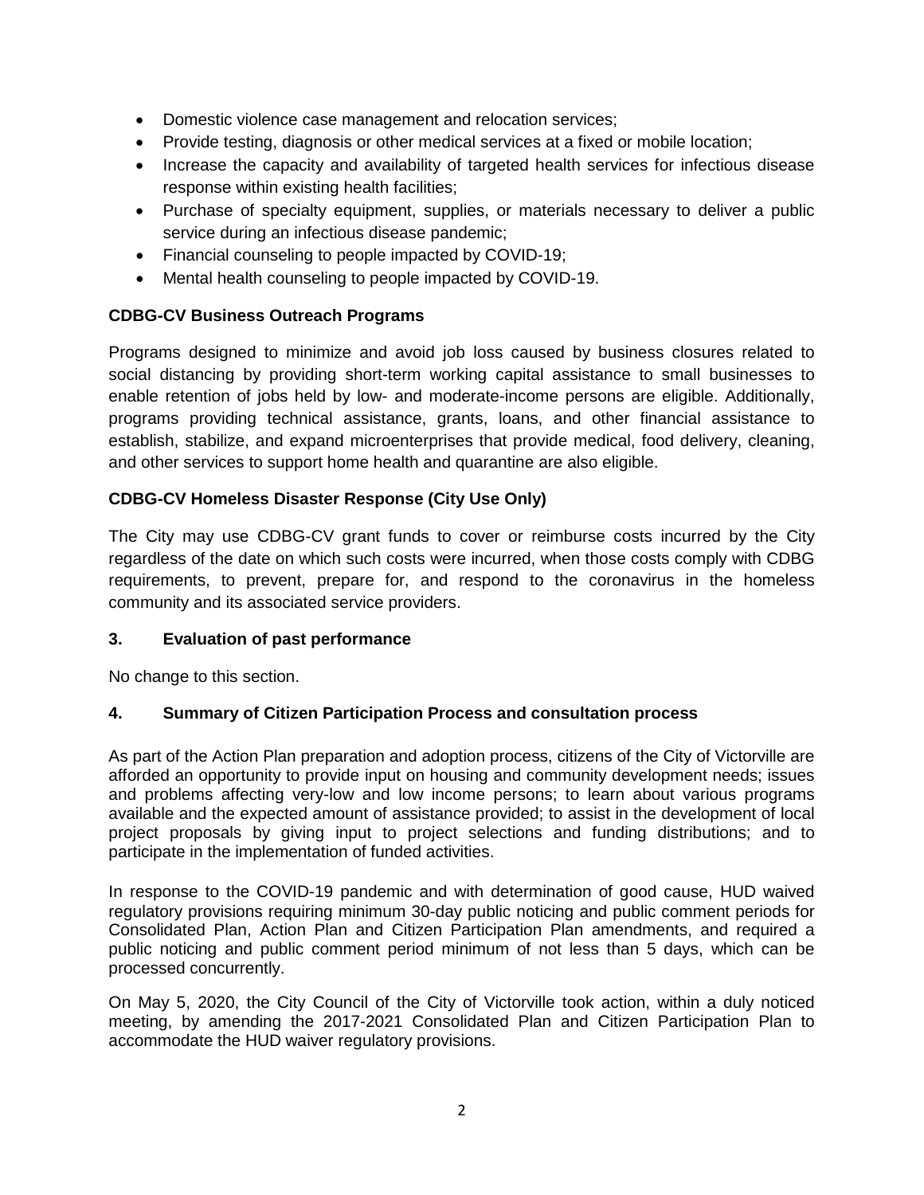- Domestic violence case management and relocation services;
- Provide testing, diagnosis or other medical services at a fixed or mobile location;
- Increase the capacity and availability of targeted health services for infectious disease response within existing health facilities;
- Purchase of specialty equipment, supplies, or materials necessary to deliver a public service during an infectious disease pandemic;
- Financial counseling to people impacted by COVID-19;
- Mental health counseling to people impacted by COVID-19.

**CDBG-CV Business Outreach Programs**

Programs designed to minimize and avoid job loss caused by business closures related to social distancing by providing short-term working capital assistance to small businesses to enable retention of jobs held by low- and moderate-income persons are eligible. Additionally, programs providing technical assistance, grants, loans, and other financial assistance to establish, stabilize, and expand microenterprises that provide medical, food delivery, cleaning, and other services to support home health and quarantine are also eligible.

**CDBG-CV Homeless Disaster Response (City Use Only)**

The City may use CDBG-CV grant funds to cover or reimburse costs incurred by the City regardless of the date on which such costs were incurred, when those costs comply with CDBG requirements, to prevent, prepare for, and respond to the coronavirus in the homeless community and its associated service providers.

### 3. Evaluation of past performance

No change to this section.

### 4. Summary of Citizen Participation Process and consultation process

As part of the Action Plan preparation and adoption process, citizens of the City of Victorville are afforded an opportunity to provide input on housing and community development needs; issues and problems affecting very-low and low income persons; to learn about various programs available and the expected amount of assistance provided; to assist in the development of local project proposals by giving input to project selections and funding distributions; and to participate in the implementation of funded activities.

In response to the COVID-19 pandemic and with determination of good cause, HUD waived regulatory provisions requiring minimum 30-day public noticing and public comment periods for Consolidated Plan, Action Plan and Citizen Participation Plan amendments, and required a public noticing and public comment period minimum of not less than 5 days, which can be processed concurrently.

On May 5, 2020, the City Council of the City of Victorville took action, within a duly noticed meeting, by amending the 2017-2021 Consolidated Plan and Citizen Participation Plan to accommodate the HUD waiver regulatory provisions.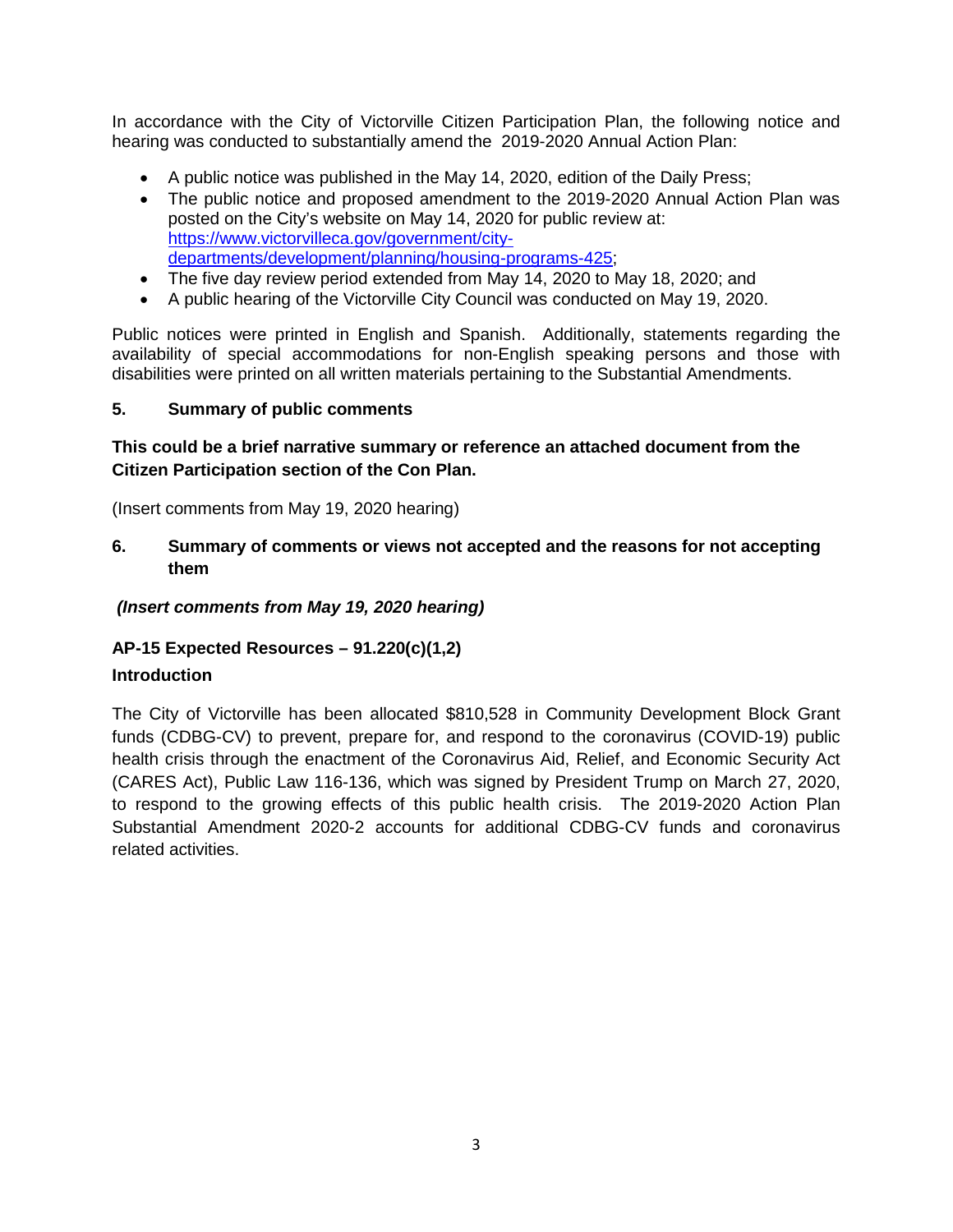In accordance with the City of Victorville Citizen Participation Plan, the following notice and hearing was conducted to substantially amend the 2019-2020 Annual Action Plan:

- A public notice was published in the May 14, 2020, edition of the Daily Press;
- The public notice and proposed amendment to the 2019-2020 Annual Action Plan was posted on the City's website on May 14, 2020 for public review at: [https://www.victorvilleca.gov/government/city-departments/development/planning/housing-programs-425](https://www.victorvilleca.gov/government/city-departments/development/planning/housing-programs-425);
- The five day review period extended from May 14, 2020 to May 18, 2020; and
- A public hearing of the Victorville City Council was conducted on May 19, 2020.

Public notices were printed in English and Spanish. Additionally, statements regarding the availability of special accommodations for non-English speaking persons and those with disabilities were printed on all written materials pertaining to the Substantial Amendments.

### 5. Summary of public comments

**This could be a brief narrative summary or reference an attached document from the Citizen Participation section of the Con Plan.**

(Insert comments from May 19, 2020 hearing)

### 6. Summary of comments or views not accepted and the reasons for not accepting them

***(Insert comments from May 19, 2020 hearing)***

## AP-15 Expected Resources – 91.220(c)(1,2)

### Introduction

The City of Victorville has been allocated $810,528 in Community Development Block Grant funds (CDBG-CV) to prevent, prepare for, and respond to the coronavirus (COVID-19) public health crisis through the enactment of the Coronavirus Aid, Relief, and Economic Security Act (CARES Act), Public Law 116-136, which was signed by President Trump on March 27, 2020, to respond to the growing effects of this public health crisis. The 2019-2020 Action Plan Substantial Amendment 2020-2 accounts for additional CDBG-CV funds and coronavirus related activities.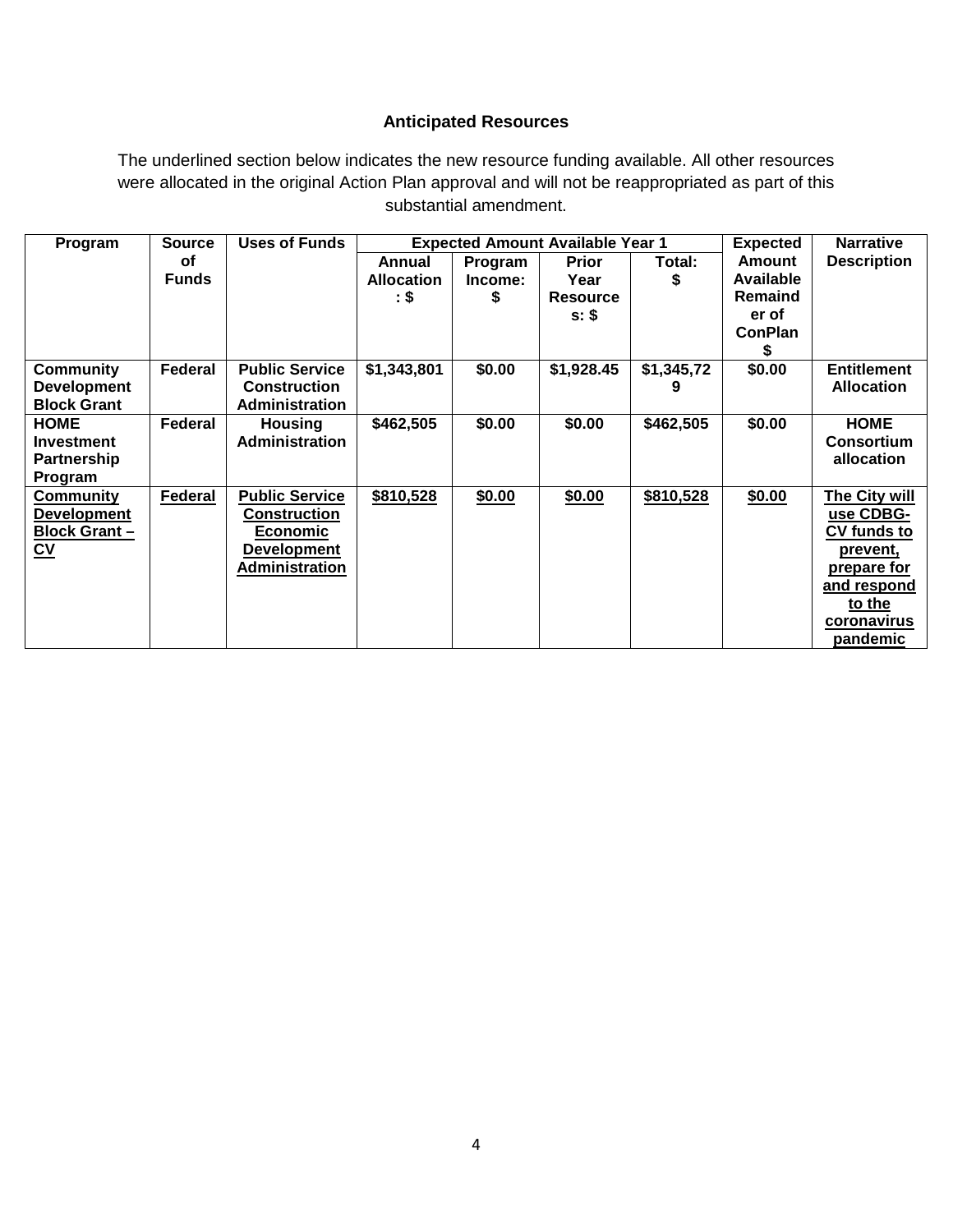### Anticipated Resources

The underlined section below indicates the new resource funding available. All other resources were allocated in the original Action Plan approval and will not be reappropriated as part of this substantial amendment.

| Program | Source of Funds | Uses of Funds | Expected Amount Available Year 1 | | | | Expected Amount Available Remainder of ConPlan $ | Narrative Description |
|---|---|---|---|---|---|---|---|---|
| | | | Annual Allocation: $ | Program Income: $ | Prior Year Resources: $ | Total: $ | | |
| **Community Development Block Grant** | **Federal** | **Public Service Construction Administration** | **$1,343,801** | **$0.00** | **$1,928.45** | **$1,345,729** | **$0.00** | **Entitlement Allocation** |
| **HOME Investment Partnership Program** | **Federal** | **Housing Administration** | **$462,505** | **$0.00** | **$0.00** | **$462,505** | **$0.00** | **HOME Consortium allocation** |
| **<u>Community Development Block Grant – CV</u>** | **<u>Federal</u>** | **<u>Public Service Construction Economic Development Administration</u>** | **<u>$810,528</u>** | **<u>$0.00</u>** | **<u>$0.00</u>** | **<u>$810,528</u>** | **<u>$0.00</u>** | **<u>The City will use CDBG-CV funds to prevent, prepare for and respond to the coronavirus pandemic</u>** |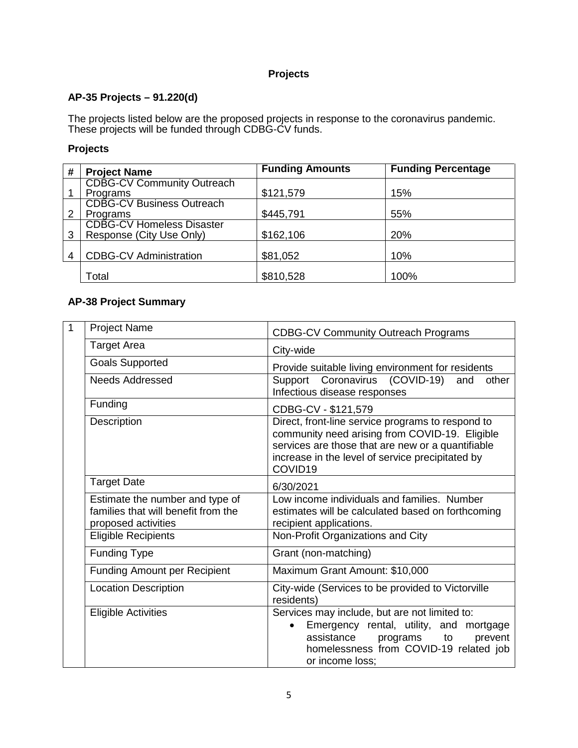# Projects

## AP-35 Projects – 91.220(d)

The projects listed below are the proposed projects in response to the coronavirus pandemic. These projects will be funded through CDBG-CV funds.

### Projects

| # | Project Name | Funding Amounts | Funding Percentage |
|---|---|---|---|
| 1 | CDBG-CV Community Outreach Programs | $121,579 | 15% |
| 2 | CDBG-CV Business Outreach Programs | $445,791 | 55% |
| 3 | CDBG-CV Homeless Disaster Response (City Use Only) | $162,106 | 20% |
| 4 | CDBG-CV Administration | $81,052 | 10% |
| | Total | $810,528 | 100% |

## AP-38 Project Summary

| | | |
|---|---|---|
| 1 | Project Name | CDBG-CV Community Outreach Programs |
| | Target Area | City-wide |
| | Goals Supported | Provide suitable living environment for residents |
| | Needs Addressed | Support Coronavirus (COVID-19) and other Infectious disease responses |
| | Funding | CDBG-CV - $121,579 |
| | Description | Direct, front-line service programs to respond to community need arising from COVID-19. Eligible services are those that are new or a quantifiable increase in the level of service precipitated by COVID19 |
| | Target Date | 6/30/2021 |
| | Estimate the number and type of families that will benefit from the proposed activities | Low income individuals and families. Number estimates will be calculated based on forthcoming recipient applications. |
| | Eligible Recipients | Non-Profit Organizations and City |
| | Funding Type | Grant (non-matching) |
| | Funding Amount per Recipient | Maximum Grant Amount: $10,000 |
| | Location Description | City-wide (Services to be provided to Victorville residents) |
| | Eligible Activities | Services may include, but are not limited to:<br>• Emergency rental, utility, and mortgage assistance programs to prevent homelessness from COVID-19 related job or income loss; |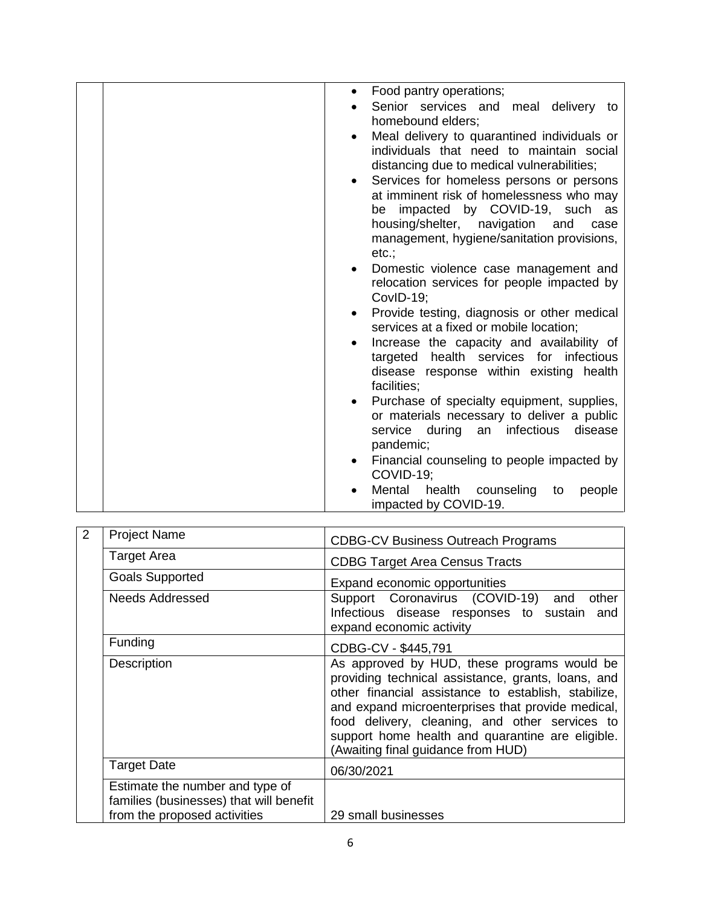| | | |
|---|---|---|
| | | • Food pantry operations;<br>• Senior services and meal delivery to homebound elders;<br>• Meal delivery to quarantined individuals or individuals that need to maintain social distancing due to medical vulnerabilities;<br>• Services for homeless persons or persons at imminent risk of homelessness who may be impacted by COVID-19, such as housing/shelter, navigation and case management, hygiene/sanitation provisions, etc.;<br>• Domestic violence case management and relocation services for people impacted by CovID-19;<br>• Provide testing, diagnosis or other medical services at a fixed or mobile location;<br>• Increase the capacity and availability of targeted health services for infectious disease response within existing health facilities;<br>• Purchase of specialty equipment, supplies, or materials necessary to deliver a public service during an infectious disease pandemic;<br>• Financial counseling to people impacted by COVID-19;<br>• Mental health counseling to people impacted by COVID-19. |

| | | |
|---|---|---|
| 2 | Project Name | CDBG-CV Business Outreach Programs |
| | Target Area | CDBG Target Area Census Tracts |
| | Goals Supported | Expand economic opportunities |
| | Needs Addressed | Support Coronavirus (COVID-19) and other Infectious disease responses to sustain and expand economic activity |
| | Funding | CDBG-CV - $445,791 |
| | Description | As approved by HUD, these programs would be providing technical assistance, grants, loans, and other financial assistance to establish, stabilize, and expand microenterprises that provide medical, food delivery, cleaning, and other services to support home health and quarantine are eligible. (Awaiting final guidance from HUD) |
| | Target Date | 06/30/2021 |
| | Estimate the number and type of families (businesses) that will benefit from the proposed activities | 29 small businesses |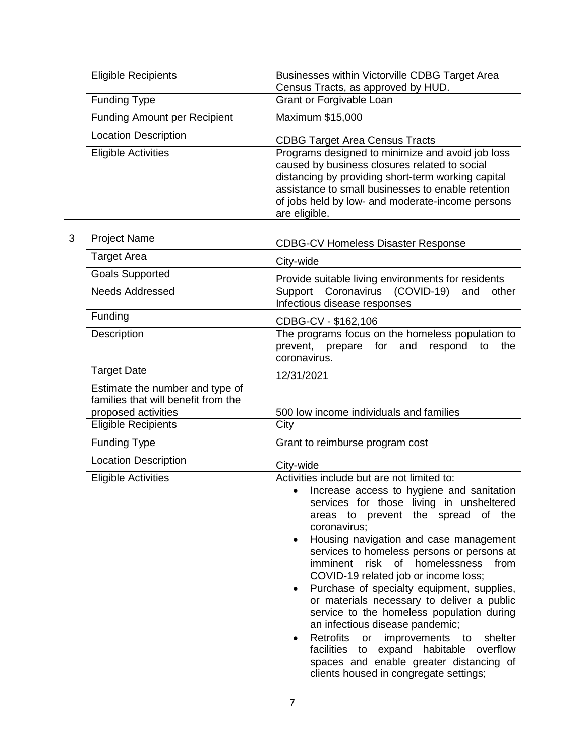| | | |
|---|---|---|
| | Eligible Recipients | Businesses within Victorville CDBG Target Area Census Tracts, as approved by HUD. |
| | Funding Type | Grant or Forgivable Loan |
| | Funding Amount per Recipient | Maximum $15,000 |
| | Location Description | CDBG Target Area Census Tracts |
| | Eligible Activities | Programs designed to minimize and avoid job loss caused by business closures related to social distancing by providing short-term working capital assistance to small businesses to enable retention of jobs held by low- and moderate-income persons are eligible. |

| | | |
|---|---|---|
| 3 | Project Name | CDBG-CV Homeless Disaster Response |
| | Target Area | City-wide |
| | Goals Supported | Provide suitable living environments for residents |
| | Needs Addressed | Support Coronavirus (COVID-19) and other Infectious disease responses |
| | Funding | CDBG-CV - $162,106 |
| | Description | The programs focus on the homeless population to prevent, prepare for and respond to the coronavirus. |
| | Target Date | 12/31/2021 |
| | Estimate the number and type of families that will benefit from the proposed activities | 500 low income individuals and families |
| | Eligible Recipients | City |
| | Funding Type | Grant to reimburse program cost |
| | Location Description | City-wide |
| | Eligible Activities | Activities include but are not limited to:<br>• Increase access to hygiene and sanitation services for those living in unsheltered areas to prevent the spread of the coronavirus;<br>• Housing navigation and case management services to homeless persons or persons at imminent risk of homelessness from COVID-19 related job or income loss;<br>• Purchase of specialty equipment, supplies, or materials necessary to deliver a public service to the homeless population during an infectious disease pandemic;<br>• Retrofits or improvements to shelter facilities to expand habitable overflow spaces and enable greater distancing of clients housed in congregate settings; |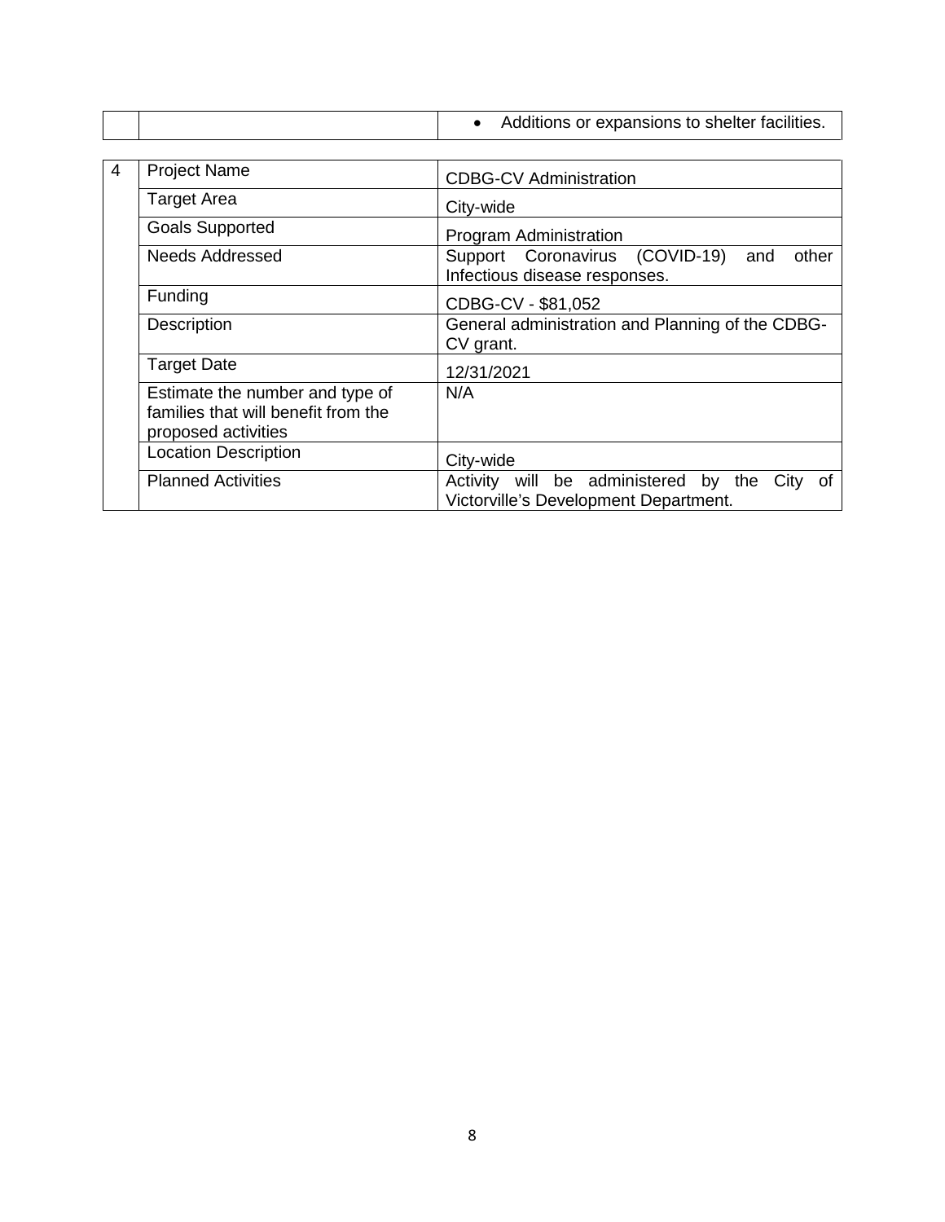| | | • Additions or expansions to shelter facilities. |
|---|---|---|

| 4 | Project Name | CDBG-CV Administration |
|---|---|---|
| | Target Area | City-wide |
| | Goals Supported | Program Administration |
| | Needs Addressed | Support Coronavirus (COVID-19) and other Infectious disease responses. |
| | Funding | CDBG-CV - $81,052 |
| | Description | General administration and Planning of the CDBG-CV grant. |
| | Target Date | 12/31/2021 |
| | Estimate the number and type of families that will benefit from the proposed activities | N/A |
| | Location Description | City-wide |
| | Planned Activities | Activity will be administered by the City of Victorville's Development Department. |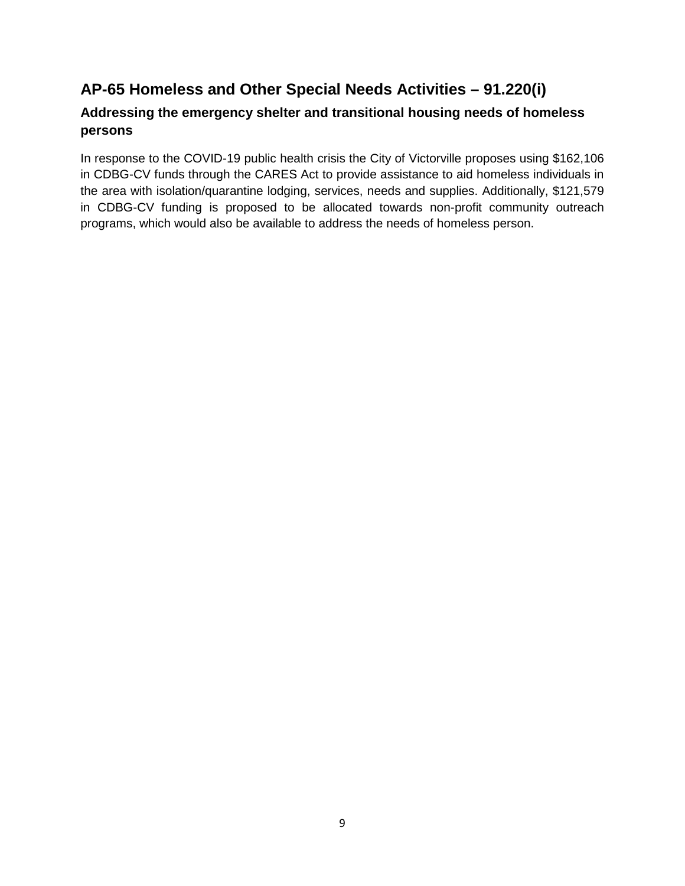## AP-65 Homeless and Other Special Needs Activities – 91.220(i)

### Addressing the emergency shelter and transitional housing needs of homeless persons

In response to the COVID-19 public health crisis the City of Victorville proposes using $162,106 in CDBG-CV funds through the CARES Act to provide assistance to aid homeless individuals in the area with isolation/quarantine lodging, services, needs and supplies. Additionally, $121,579 in CDBG-CV funding is proposed to be allocated towards non-profit community outreach programs, which would also be available to address the needs of homeless person.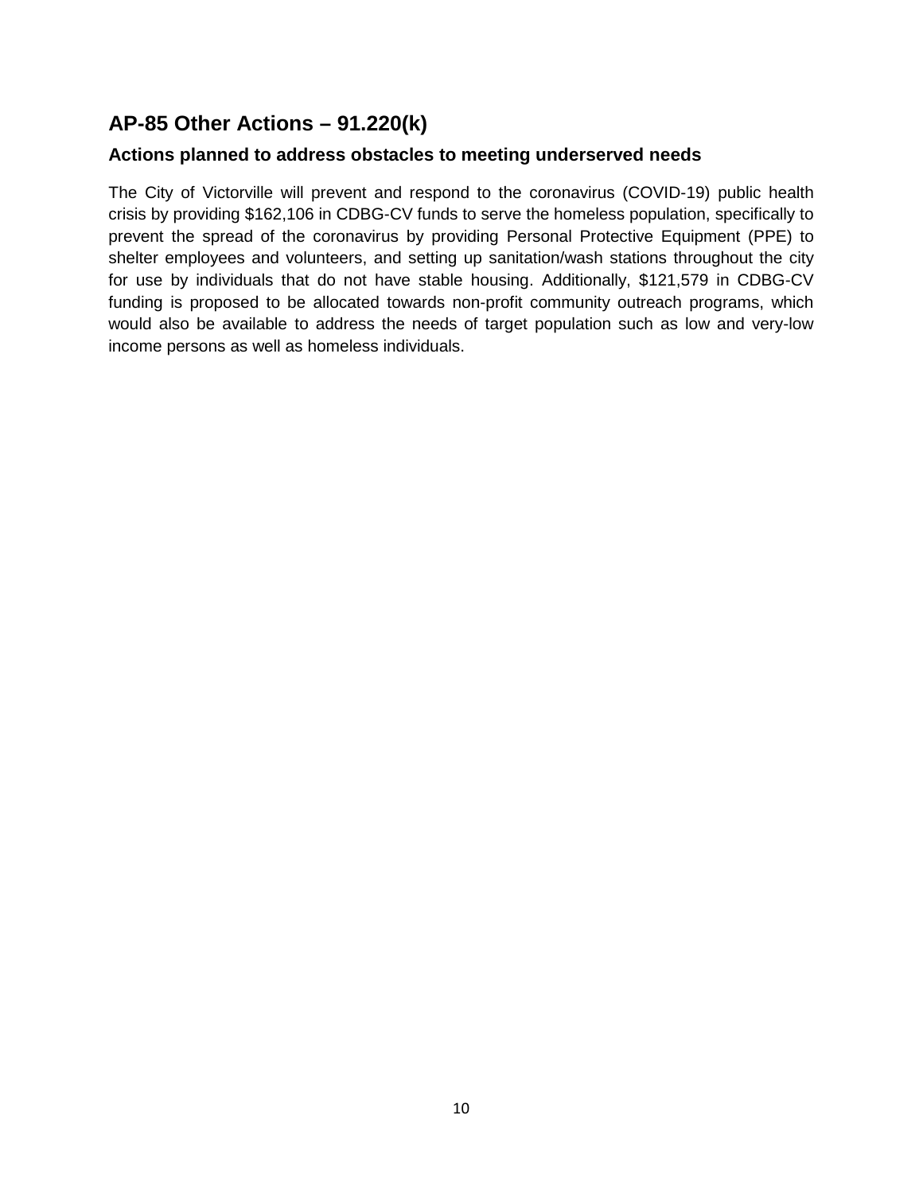## AP-85 Other Actions – 91.220(k)

### Actions planned to address obstacles to meeting underserved needs

The City of Victorville will prevent and respond to the coronavirus (COVID-19) public health crisis by providing $162,106 in CDBG-CV funds to serve the homeless population, specifically to prevent the spread of the coronavirus by providing Personal Protective Equipment (PPE) to shelter employees and volunteers, and setting up sanitation/wash stations throughout the city for use by individuals that do not have stable housing. Additionally, $121,579 in CDBG-CV funding is proposed to be allocated towards non-profit community outreach programs, which would also be available to address the needs of target population such as low and very-low income persons as well as homeless individuals.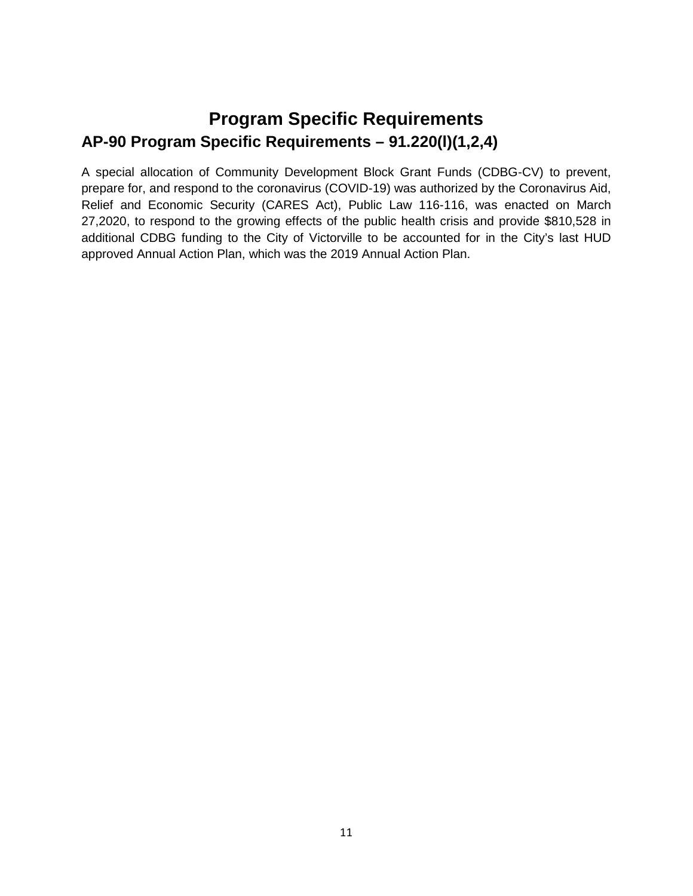# Program Specific Requirements

## AP-90 Program Specific Requirements – 91.220(l)(1,2,4)

A special allocation of Community Development Block Grant Funds (CDBG-CV) to prevent, prepare for, and respond to the coronavirus (COVID-19) was authorized by the Coronavirus Aid, Relief and Economic Security (CARES Act), Public Law 116-116, was enacted on March 27,2020, to respond to the growing effects of the public health crisis and provide $810,528 in additional CDBG funding to the City of Victorville to be accounted for in the City's last HUD approved Annual Action Plan, which was the 2019 Annual Action Plan.